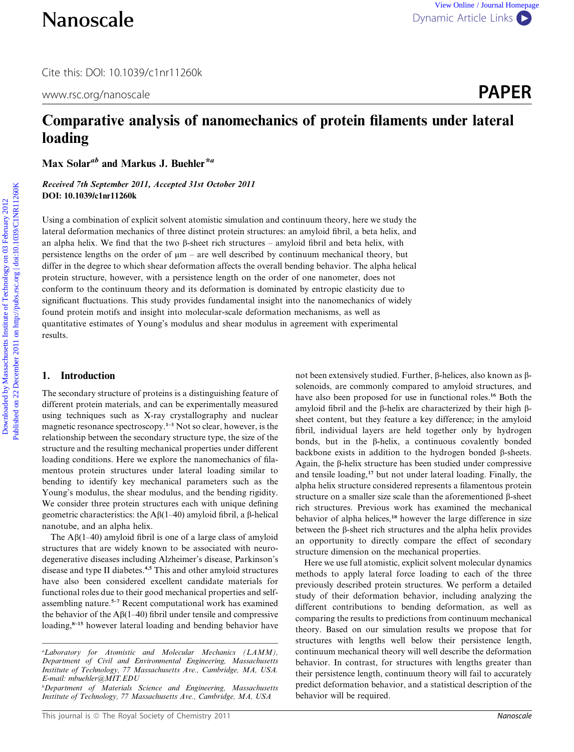# Comparative analysis of nanomechanics of protein filaments under lateral loading

Max Solar[a,b] and Markus J. Buehler*[a]

*Received 7th September 2011, Accepted 31st October 2011*
**DOI: 10.1039/c1nr11260k**

Using a combination of explicit solvent atomistic simulation and continuum theory, here we study the lateral deformation mechanics of three distinct protein structures: an amyloid fibril, a beta helix, and an alpha helix. We find that the two β-sheet rich structures – amyloid fibril and beta helix, with persistence lengths on the order of μm – are well described by continuum mechanical theory, but differ in the degree to which shear deformation affects the overall bending behavior. The alpha helical protein structure, however, with a persistence length on the order of one nanometer, does not conform to the continuum theory and its deformation is dominated by entropic elasticity due to significant fluctuations. This study provides fundamental insight into the nanomechanics of widely found protein motifs and insight into molecular-scale deformation mechanisms, as well as quantitative estimates of Young's modulus and shear modulus in agreement with experimental results.

## 1. Introduction

The secondary structure of proteins is a distinguishing feature of different protein materials, and can be experimentally measured using techniques such as X-ray crystallography and nuclear magnetic resonance spectroscopy.[1–3] Not so clear, however, is the relationship between the secondary structure type, the size of the structure and the resulting mechanical properties under different loading conditions. Here we explore the nanomechanics of filamentous protein structures under lateral loading similar to bending to identify key mechanical parameters such as the Young's modulus, the shear modulus, and the bending rigidity. We consider three protein structures each with unique defining geometric characteristics: the Aβ(1–40) amyloid fibril, a β-helical nanotube, and an alpha helix.

The Aβ(1–40) amyloid fibril is one of a large class of amyloid structures that are widely known to be associated with neurodegenerative diseases including Alzheimer's disease, Parkinson's disease and type II diabetes.[4,5] This and other amyloid structures have also been considered excellent candidate materials for functional roles due to their good mechanical properties and self-assembling nature.[5–7] Recent computational work has examined the behavior of the Aβ(1–40) fibril under tensile and compressive loading,[8–15] however lateral loading and bending behavior have not been extensively studied. Further, β-helices, also known as β-solenoids, are commonly compared to amyloid structures, and have also been proposed for use in functional roles.[16] Both the amyloid fibril and the β-helix are characterized by their high β-sheet content, but they feature a key difference; in the amyloid fibril, individual layers are held together only by hydrogen bonds, but in the β-helix, a continuous covalently bonded backbone exists in addition to the hydrogen bonded β-sheets. Again, the β-helix structure has been studied under compressive and tensile loading,[17] but not under lateral loading. Finally, the alpha helix structure considered represents a filamentous protein structure on a smaller size scale than the aforementioned β-sheet rich structures. Previous work has examined the mechanical behavior of alpha helices,[18] however the large difference in size between the β-sheet rich structures and the alpha helix provides an opportunity to directly compare the effect of secondary structure dimension on the mechanical properties.

Here we use full atomistic, explicit solvent molecular dynamics methods to apply lateral force loading to each of the three previously described protein structures. We perform a detailed study of their deformation behavior, including analyzing the different contributions to bending deformation, as well as comparing the results to predictions from continuum mechanical theory. Based on our simulation results we propose that for structures with lengths well below their persistence length, continuum mechanical theory will well describe the deformation behavior. In contrast, for structures with lengths greater than their persistence length, continuum theory will fail to accurately predict deformation behavior, and a statistical description of the behavior will be required.

[a]Laboratory for Atomistic and Molecular Mechanics (LAMM), Department of Civil and Environmental Engineering, Massachusetts Institute of Technology, 77 Massachusetts Ave., Cambridge, MA, USA. E-mail: mbuehler@MIT.EDU
[b]Department of Materials Science and Engineering, Massachusetts Institute of Technology, 77 Massachusetts Ave., Cambridge, MA, USA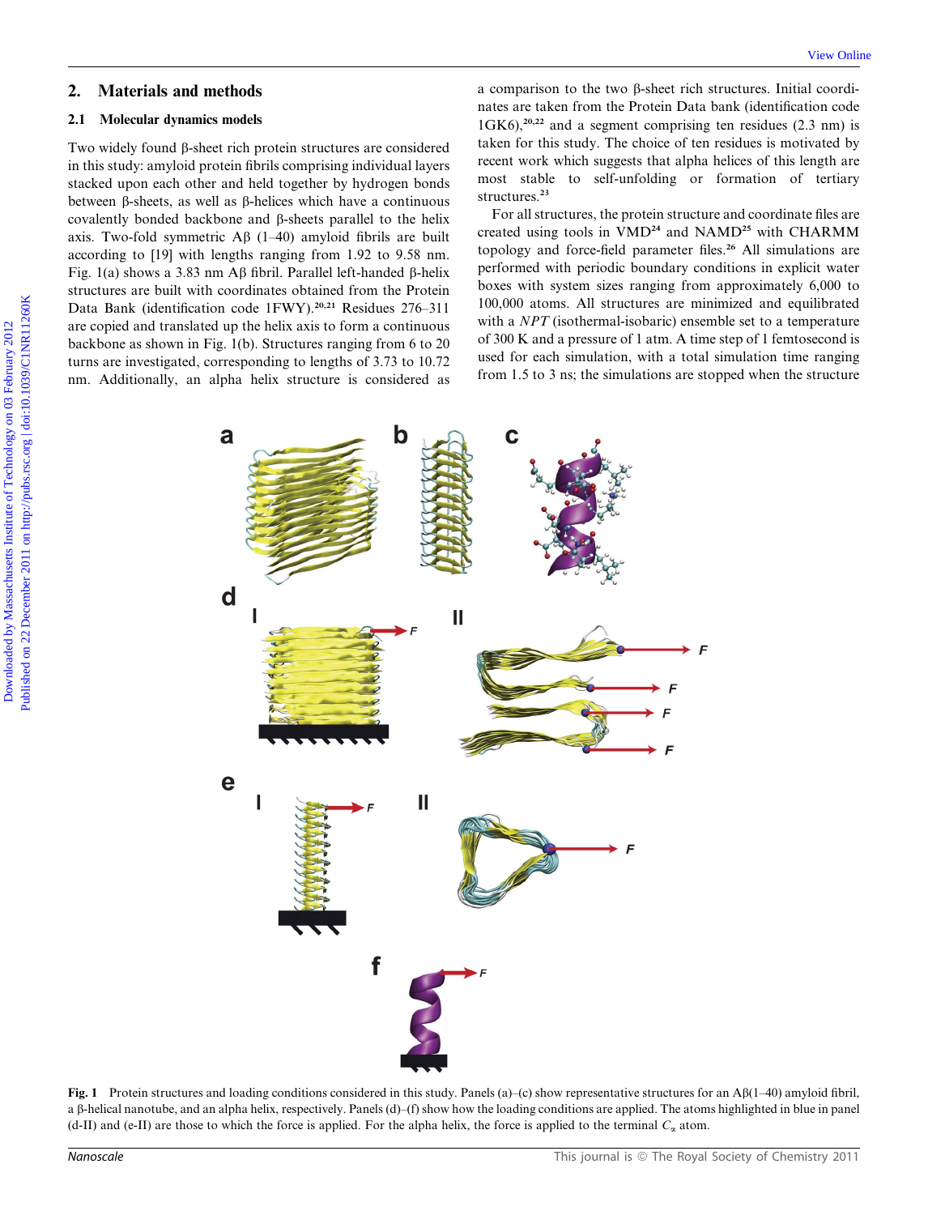## 2. Materials and methods

### 2.1 Molecular dynamics models

Two widely found β-sheet rich protein structures are considered in this study: amyloid protein fibrils comprising individual layers stacked upon each other and held together by hydrogen bonds between β-sheets, as well as β-helices which have a continuous covalently bonded backbone and β-sheets parallel to the helix axis. Two-fold symmetric Aβ (1–40) amyloid fibrils are built according to [19] with lengths ranging from 1.92 to 9.58 nm. Fig. 1(a) shows a 3.83 nm Aβ fibril. Parallel left-handed β-helix structures are built with coordinates obtained from the Protein Data Bank (identification code 1FWY).[20,21] Residues 276–311 are copied and translated up the helix axis to form a continuous backbone as shown in Fig. 1(b). Structures ranging from 6 to 20 turns are investigated, corresponding to lengths of 3.73 to 10.72 nm. Additionally, an alpha helix structure is considered as a comparison to the two β-sheet rich structures. Initial coordinates are taken from the Protein Data bank (identification code 1GK6),[20,22] and a segment comprising ten residues (2.3 nm) is taken for this study. The choice of ten residues is motivated by recent work which suggests that alpha helices of this length are most stable to self-unfolding or formation of tertiary structures.[23]

For all structures, the protein structure and coordinate files are created using tools in VMD[24] and NAMD[25] with CHARMM topology and force-field parameter files.[26] All simulations are performed with periodic boundary conditions in explicit water boxes with system sizes ranging from approximately 6,000 to 100,000 atoms. All structures are minimized and equilibrated with a *NPT* (isothermal-isobaric) ensemble set to a temperature of 300 K and a pressure of 1 atm. A time step of 1 femtosecond is used for each simulation, with a total simulation time ranging from 1.5 to 3 ns; the simulations are stopped when the structure

**Fig. 1** Protein structures and loading conditions considered in this study. Panels (a)–(c) show representative structures for an Aβ(1–40) amyloid fibril, a β-helical nanotube, and an alpha helix, respectively. Panels (d)–(f) show how the loading conditions are applied. The atoms highlighted in blue in panel (d-II) and (e-II) are those to which the force is applied. For the alpha helix, the force is applied to the terminal $C_\alpha$ atom.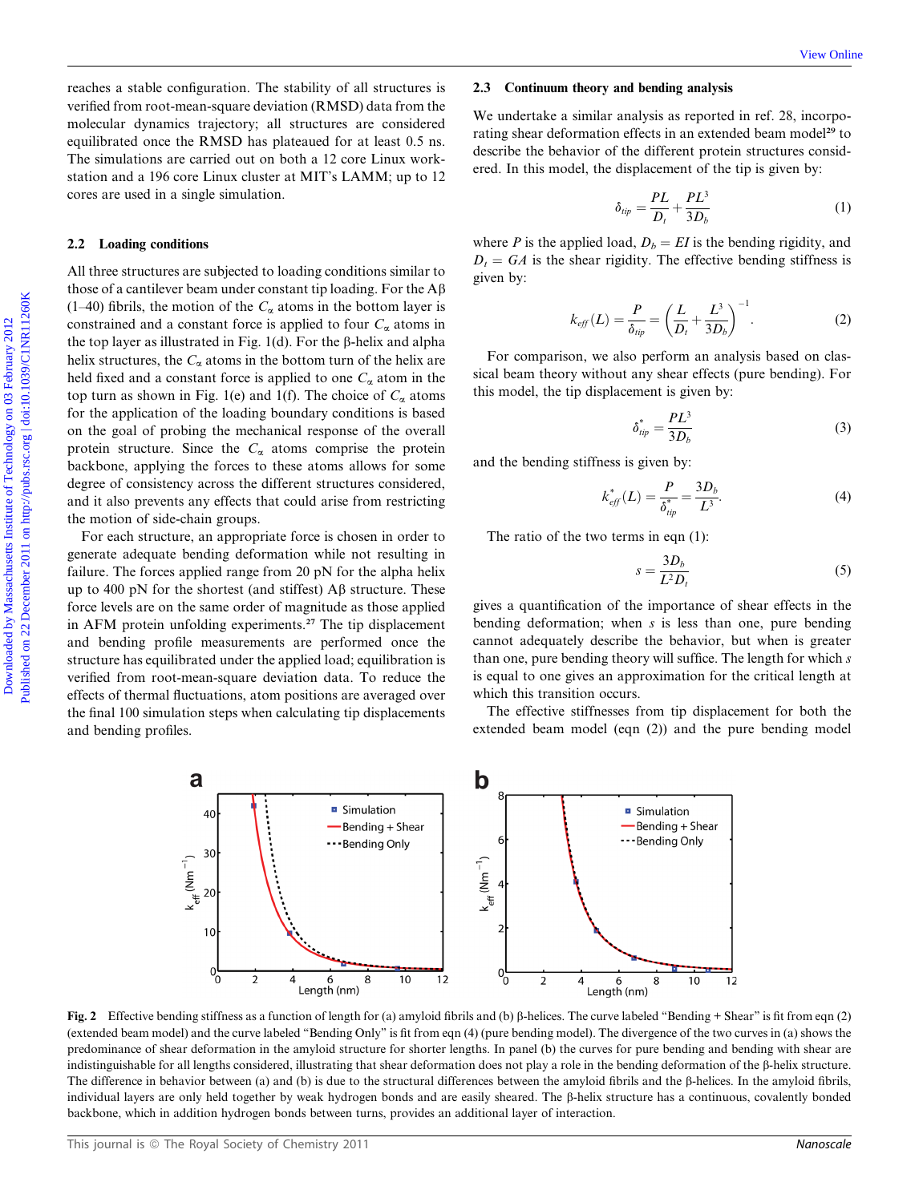reaches a stable configuration. The stability of all structures is verified from root-mean-square deviation (RMSD) data from the molecular dynamics trajectory; all structures are considered equilibrated once the RMSD has plateaued for at least 0.5 ns. The simulations are carried out on both a 12 core Linux workstation and a 196 core Linux cluster at MIT's LAMM; up to 12 cores are used in a single simulation.

## 2.2 Loading conditions

All three structures are subjected to loading conditions similar to those of a cantilever beam under constant tip loading. For the Aβ (1–40) fibrils, the motion of the $C_\alpha$ atoms in the bottom layer is constrained and a constant force is applied to four $C_\alpha$ atoms in the top layer as illustrated in Fig. 1(d). For the β-helix and alpha helix structures, the $C_\alpha$ atoms in the bottom turn of the helix are held fixed and a constant force is applied to one $C_\alpha$ atom in the top turn as shown in Fig. 1(e) and 1(f). The choice of $C_\alpha$ atoms for the application of the loading boundary conditions is based on the goal of probing the mechanical response of the overall protein structure. Since the $C_\alpha$ atoms comprise the protein backbone, applying the forces to these atoms allows for some degree of consistency across the different structures considered, and it also prevents any effects that could arise from restricting the motion of side-chain groups.

For each structure, an appropriate force is chosen in order to generate adequate bending deformation while not resulting in failure. The forces applied range from 20 pN for the alpha helix up to 400 pN for the shortest (and stiffest) Aβ structure. These force levels are on the same order of magnitude as those applied in AFM protein unfolding experiments.[27] The tip displacement and bending profile measurements are performed once the structure has equilibrated under the applied load; equilibration is verified from root-mean-square deviation data. To reduce the effects of thermal fluctuations, atom positions are averaged over the final 100 simulation steps when calculating tip displacements and bending profiles.

## 2.3 Continuum theory and bending analysis

We undertake a similar analysis as reported in ref. 28, incorporating shear deformation effects in an extended beam model[29] to describe the behavior of the different protein structures considered. In this model, the displacement of the tip is given by:

$$\delta_{tip} = \frac{PL}{D_t} + \frac{PL^3}{3D_b} \tag{1}$$

where $P$ is the applied load, $D_b = EI$ is the bending rigidity, and $D_t = GA$ is the shear rigidity. The effective bending stiffness is given by:

$$k_{eff}(L) = \frac{P}{\delta_{tip}} = \left(\frac{L}{D_t} + \frac{L^3}{3D_b}\right)^{-1}. \tag{2}$$

For comparison, we also perform an analysis based on classical beam theory without any shear effects (pure bending). For this model, the tip displacement is given by:

$$\delta^*_{tip} = \frac{PL^3}{3D_b} \tag{3}$$

and the bending stiffness is given by:

$$k^*_{eff}(L) = \frac{P}{\delta^*_{tip}} = \frac{3D_b}{L^3}. \tag{4}$$

The ratio of the two terms in eqn (1):

$$s = \frac{3D_b}{L^2 D_t} \tag{5}$$

gives a quantification of the importance of shear effects in the bending deformation; when $s$ is less than one, pure bending cannot adequately describe the behavior, but when is greater than one, pure bending theory will suffice. The length for which $s$ is equal to one gives an approximation for the critical length at which this transition occurs.

The effective stiffnesses from tip displacement for both the extended beam model (eqn (2)) and the pure bending model

Fig. 2 Effective bending stiffness as a function of length for (a) amyloid fibrils and (b) β-helices. The curve labeled "Bending + Shear" is fit from eqn (2) (extended beam model) and the curve labeled "Bending Only" is fit from eqn (4) (pure bending model). The divergence of the two curves in (a) shows the predominance of shear deformation in the amyloid structure for shorter lengths. In panel (b) the curves for pure bending and bending with shear are indistinguishable for all lengths considered, illustrating that shear deformation does not play a role in the bending deformation of the β-helix structure. The difference in behavior between (a) and (b) is due to the structural differences between the amyloid fibrils and the β-helices. In the amyloid fibrils, individual layers are only held together by weak hydrogen bonds and are easily sheared. The β-helix structure has a continuous, covalently bonded backbone, which in addition hydrogen bonds between turns, provides an additional layer of interaction.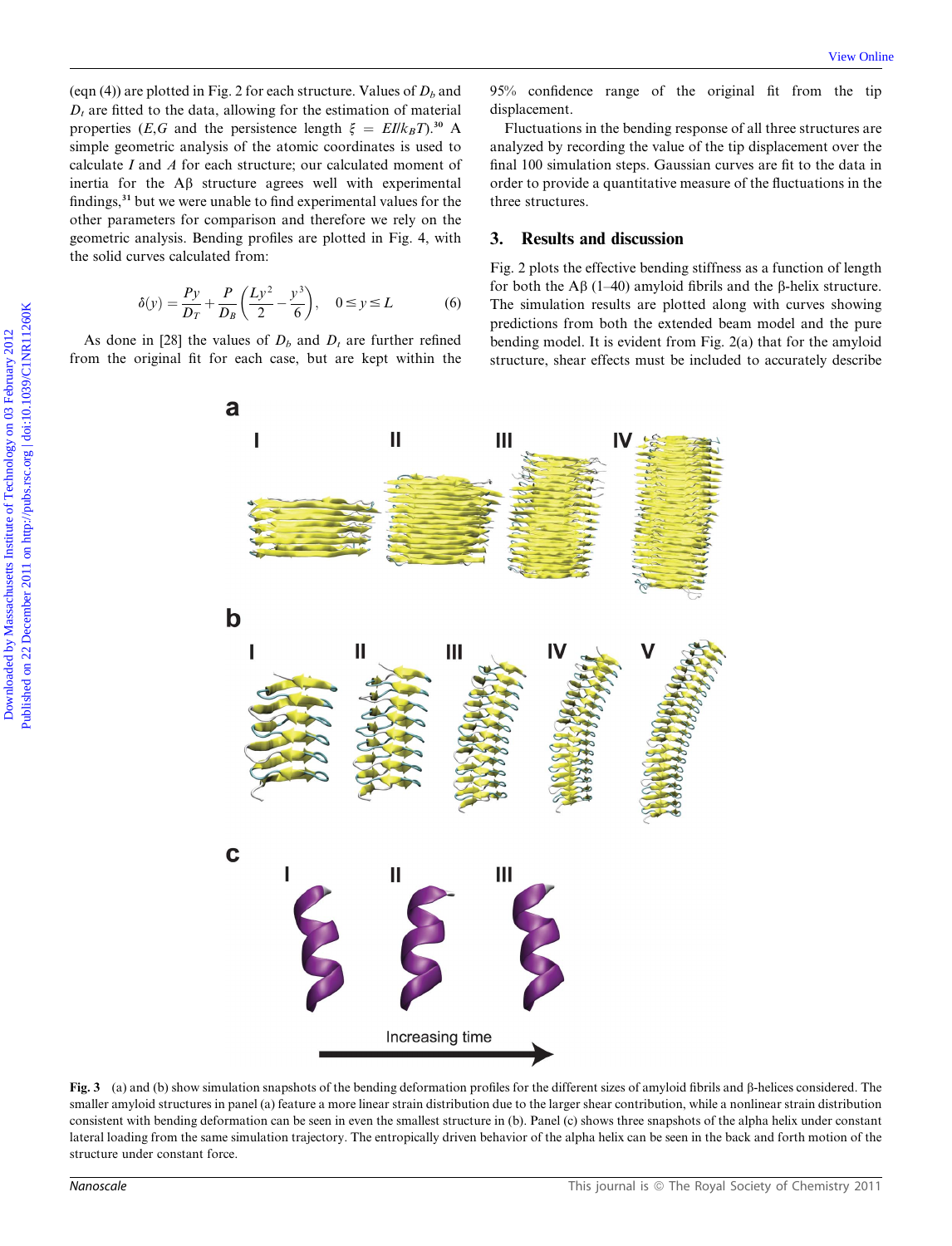(eqn (4)) are plotted in Fig. 2 for each structure. Values of $D_b$ and $D_t$ are fitted to the data, allowing for the estimation of material properties ($E$,$G$ and the persistence length $\xi = EI/k_BT$).[30] A simple geometric analysis of the atomic coordinates is used to calculate $I$ and $A$ for each structure; our calculated moment of inertia for the Aβ structure agrees well with experimental findings,[31] but we were unable to find experimental values for the other parameters for comparison and therefore we rely on the geometric analysis. Bending profiles are plotted in Fig. 4, with the solid curves calculated from:

$$\delta(y) = \frac{Py}{D_T} + \frac{P}{D_B}\left(\frac{Ly^2}{2} - \frac{y^3}{6}\right), \quad 0 \leq y \leq L \tag{6}$$

As done in [28] the values of $D_b$ and $D_t$ are further refined from the original fit for each case, but are kept within the 95% confidence range of the original fit from the tip displacement.

Fluctuations in the bending response of all three structures are analyzed by recording the value of the tip displacement over the final 100 simulation steps. Gaussian curves are fit to the data in order to provide a quantitative measure of the fluctuations in the three structures.

## 3. Results and discussion

Fig. 2 plots the effective bending stiffness as a function of length for both the Aβ (1–40) amyloid fibrils and the β-helix structure. The simulation results are plotted along with curves showing predictions from both the extended beam model and the pure bending model. It is evident from Fig. 2(a) that for the amyloid structure, shear effects must be included to accurately describe

**Fig. 3** (a) and (b) show simulation snapshots of the bending deformation profiles for the different sizes of amyloid fibrils and β-helices considered. The smaller amyloid structures in panel (a) feature a more linear strain distribution due to the larger shear contribution, while a nonlinear strain distribution consistent with bending deformation can be seen in even the smallest structure in (b). Panel (c) shows three snapshots of the alpha helix under constant lateral loading from the same simulation trajectory. The entropically driven behavior of the alpha helix can be seen in the back and forth motion of the structure under constant force.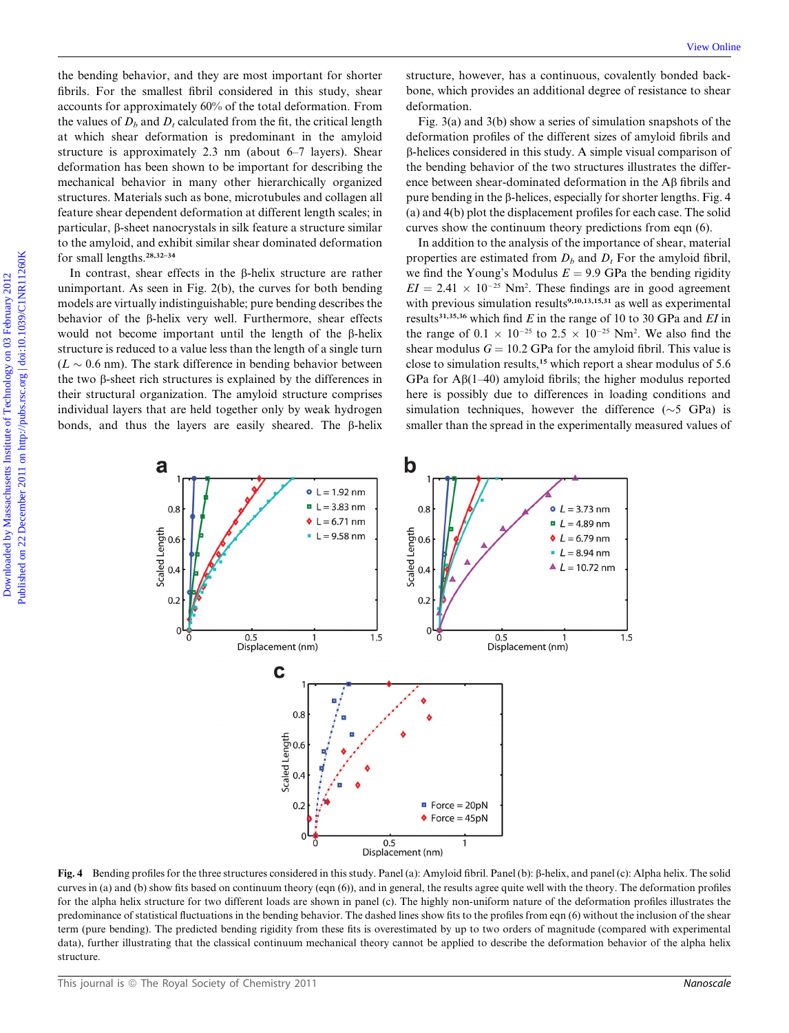the bending behavior, and they are most important for shorter fibrils. For the smallest fibril considered in this study, shear accounts for approximately 60% of the total deformation. From the values of $D_b$ and $D_t$ calculated from the fit, the critical length at which shear deformation is predominant in the amyloid structure is approximately 2.3 nm (about 6–7 layers). Shear deformation has been shown to be important for describing the mechanical behavior in many other hierarchically organized structures. Materials such as bone, microtubules and collagen all feature shear dependent deformation at different length scales; in particular, β-sheet nanocrystals in silk feature a structure similar to the amyloid, and exhibit similar shear dominated deformation for small lengths.[28,32–34]

In contrast, shear effects in the β-helix structure are rather unimportant. As seen in Fig. 2(b), the curves for both bending models are virtually indistinguishable; pure bending describes the behavior of the β-helix very well. Furthermore, shear effects would not become important until the length of the β-helix structure is reduced to a value less than the length of a single turn ($L \sim 0.6$ nm). The stark difference in bending behavior between the two β-sheet rich structures is explained by the differences in their structural organization. The amyloid structure comprises individual layers that are held together only by weak hydrogen bonds, and thus the layers are easily sheared. The β-helix structure, however, has a continuous, covalently bonded backbone, which provides an additional degree of resistance to shear deformation.

Fig. 3(a) and 3(b) show a series of simulation snapshots of the deformation profiles of the different sizes of amyloid fibrils and β-helices considered in this study. A simple visual comparison of the bending behavior of the two structures illustrates the difference between shear-dominated deformation in the Aβ fibrils and pure bending in the β-helices, especially for shorter lengths. Fig. 4(a) and 4(b) plot the displacement profiles for each case. The solid curves show the continuum theory predictions from eqn (6).

In addition to the analysis of the importance of shear, material properties are estimated from $D_b$ and $D_t$. For the amyloid fibril, we find the Young's Modulus $E = 9.9$ GPa the bending rigidity $EI = 2.41 \times 10^{-25}$ Nm². These findings are in good agreement with previous simulation results[9,10,13,15,31] as well as experimental results[31,35,36] which find $E$ in the range of 10 to 30 GPa and $EI$ in the range of $0.1 \times 10^{-25}$ to $2.5 \times 10^{-25}$ Nm². We also find the shear modulus $G = 10.2$ GPa for the amyloid fibril. This value is close to simulation results,[15] which report a shear modulus of 5.6 GPa for Aβ(1–40) amyloid fibrils; the higher modulus reported here is possibly due to differences in loading conditions and simulation techniques, however the difference (~5 GPa) is smaller than the spread in the experimentally measured values of

**Fig. 4** Bending profiles for the three structures considered in this study. Panel (a): Amyloid fibril. Panel (b): β-helix, and panel (c): Alpha helix. The solid curves in (a) and (b) show fits based on continuum theory (eqn (6)), and in general, the results agree quite well with the theory. The deformation profiles for the alpha helix structure for two different loads are shown in panel (c). The highly non-uniform nature of the deformation profiles illustrates the predominance of statistical fluctuations in the bending behavior. The dashed lines show fits to the profiles from eqn (6) without the inclusion of the shear term (pure bending). The predicted bending rigidity from these fits is overestimated by up to two orders of magnitude (compared with experimental data), further illustrating that the classical continuum mechanical theory cannot be applied to describe the deformation behavior of the alpha helix structure.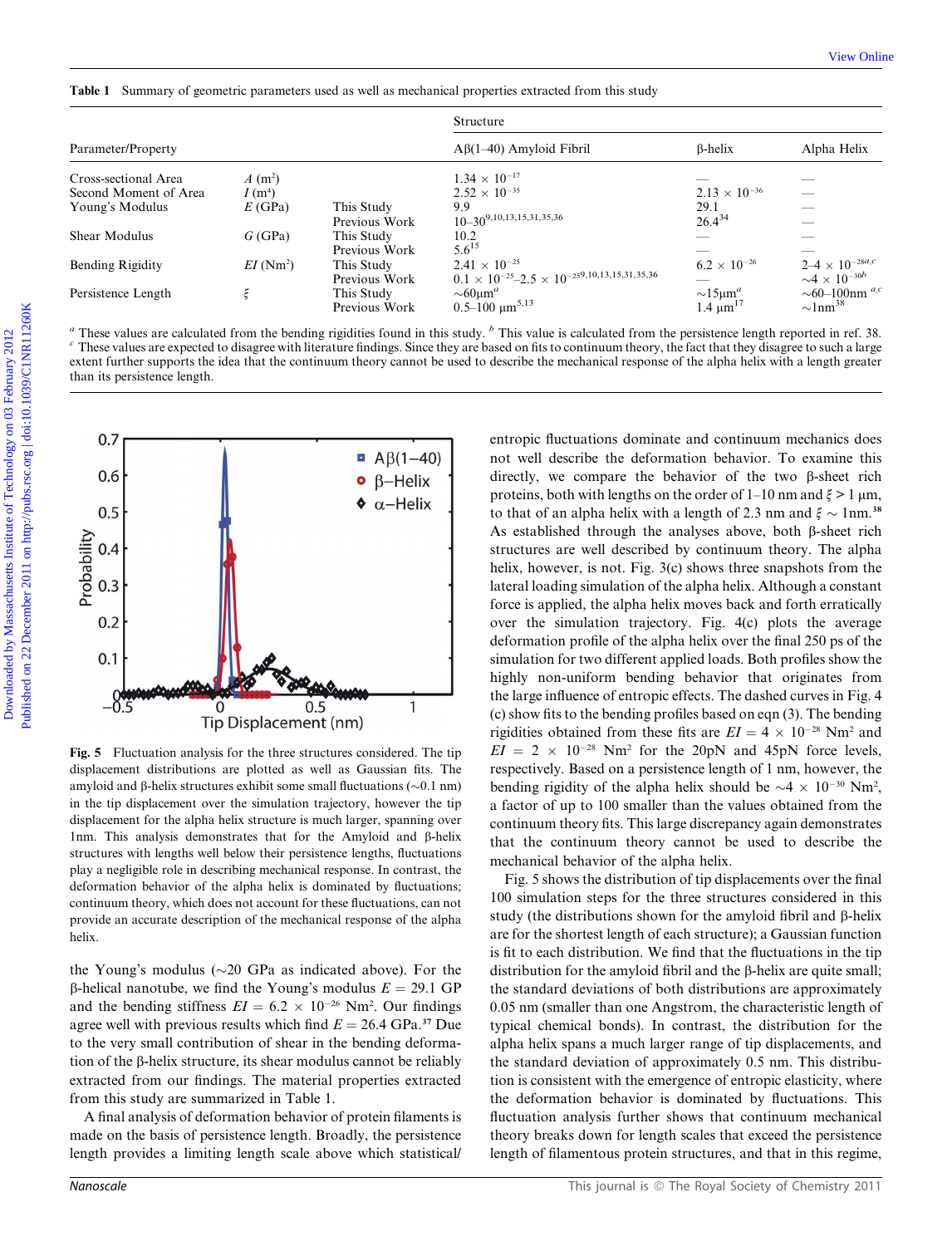**Table 1** Summary of geometric parameters used as well as mechanical properties extracted from this study

| Parameter/Property | | | Structure | | |
|---|---|---|---|---|---|
| | | | Aβ(1–40) Amyloid Fibril | β-helix | Alpha Helix |
| Cross-sectional Area | $A$ (m$^2$) | | $1.34 \times 10^{-17}$ | — | — |
| Second Moment of Area | $I$ (m$^4$) | | $2.52 \times 10^{-35}$ | $2.13 \times 10^{-36}$ | — |
| Young's Modulus | $E$ (GPa) | This Study | 9.9 | 29.1 | — |
| | | Previous Work | 10–30[9,10,13,15,31,35,36] | 26.4[34] | — |
| Shear Modulus | $G$ (GPa) | This Study | 10.2 | — | — |
| | | Previous Work | 5.6[15] | — | — |
| Bending Rigidity | $EI$ (Nm$^2$) | This Study | $2.41 \times 10^{-25}$ | $6.2 \times 10^{-26}$ | 2–4 $\times 10^{-28}$[a,c] |
| | | Previous Work | $0.1 \times 10^{-25}$–$2.5 \times 10^{-25}$[9,10,13,15,31,35,36] | — | ~4 $\times 10^{-30}$[b] |
| Persistence Length | $\xi$ | This Study | ~60μm[a] | ~15μm[a] | ~60–100nm[a,c] |
| | | Previous Work | 0.5–100 μm[5,13] | 1.4 μm[17] | ~1nm[38] |

[a] These values are calculated from the bending rigidities found in this study. [b] This value is calculated from the persistence length reported in ref. 38. [c] These values are expected to disagree with literature findings. Since they are based on fits to continuum theory, the fact that they disagree to such a large extent further supports the idea that the continuum theory cannot be used to describe the mechanical response of the alpha helix with a length greater than its persistence length.

**Fig. 5** Fluctuation analysis for the three structures considered. The tip displacement distributions are plotted as well as Gaussian fits. The amyloid and β-helix structures exhibit some small fluctuations (~0.1 nm) in the tip displacement over the simulation trajectory, however the tip displacement for the alpha helix structure is much larger, spanning over 1nm. This analysis demonstrates that for the Amyloid and β-helix structures with lengths well below their persistence lengths, fluctuations play a negligible role in describing mechanical response. In contrast, the deformation behavior of the alpha helix is dominated by fluctuations; continuum theory, which does not account for these fluctuations, can not provide an accurate description of the mechanical response of the alpha helix.

the Young's modulus (~20 GPa as indicated above). For the β-helical nanotube, we find the Young's modulus $E = 29.1$ GP and the bending stiffness $EI = 6.2 \times 10^{-26}$ Nm$^2$. Our findings agree well with previous results which find $E = 26.4$ GPa.[37] Due to the very small contribution of shear in the bending deformation of the β-helix structure, its shear modulus cannot be reliably extracted from our findings. The material properties extracted from this study are summarized in Table 1.

A final analysis of deformation behavior of protein filaments is made on the basis of persistence length. Broadly, the persistence length provides a limiting length scale above which statistical/entropic fluctuations dominate and continuum mechanics does not well describe the deformation behavior. To examine this directly, we compare the behavior of the two β-sheet rich proteins, both with lengths on the order of 1–10 nm and $\xi > 1$ μm, to that of an alpha helix with a length of 2.3 nm and $\xi \sim 1$nm.[38] As established through the analyses above, both β-sheet rich structures are well described by continuum theory. The alpha helix, however, is not. Fig. 3(c) shows three snapshots from the lateral loading simulation of the alpha helix. Although a constant force is applied, the alpha helix moves back and forth erratically over the simulation trajectory. Fig. 4(c) plots the average deformation profile of the alpha helix over the final 250 ps of the simulation for two different applied loads. Both profiles show the highly non-uniform bending behavior that originates from the large influence of entropic effects. The dashed curves in Fig. 4 (c) show fits to the bending profiles based on eqn (3). The bending rigidities obtained from these fits are $EI = 4 \times 10^{-28}$ Nm$^2$ and $EI = 2 \times 10^{-28}$ Nm$^2$ for the 20pN and 45pN force levels, respectively. Based on a persistence length of 1 nm, however, the bending rigidity of the alpha helix should be $\sim 4 \times 10^{-30}$ Nm$^2$, a factor of up to 100 smaller than the values obtained from the continuum theory fits. This large discrepancy again demonstrates that the continuum theory cannot be used to describe the mechanical behavior of the alpha helix.

Fig. 5 shows the distribution of tip displacements over the final 100 simulation steps for the three structures considered in this study (the distributions shown for the amyloid fibril and β-helix are for the shortest length of each structure); a Gaussian function is fit to each distribution. We find that the fluctuations in the tip distribution for the amyloid fibril and the β-helix are quite small; the standard deviations of both distributions are approximately 0.05 nm (smaller than one Angstrom, the characteristic length of typical chemical bonds). In contrast, the distribution for the alpha helix spans a much larger range of tip displacements, and the standard deviation of approximately 0.5 nm. This distribution is consistent with the emergence of entropic elasticity, where the deformation behavior is dominated by fluctuations. This fluctuation analysis further shows that continuum mechanical theory breaks down for length scales that exceed the persistence length of filamentous protein structures, and that in this regime,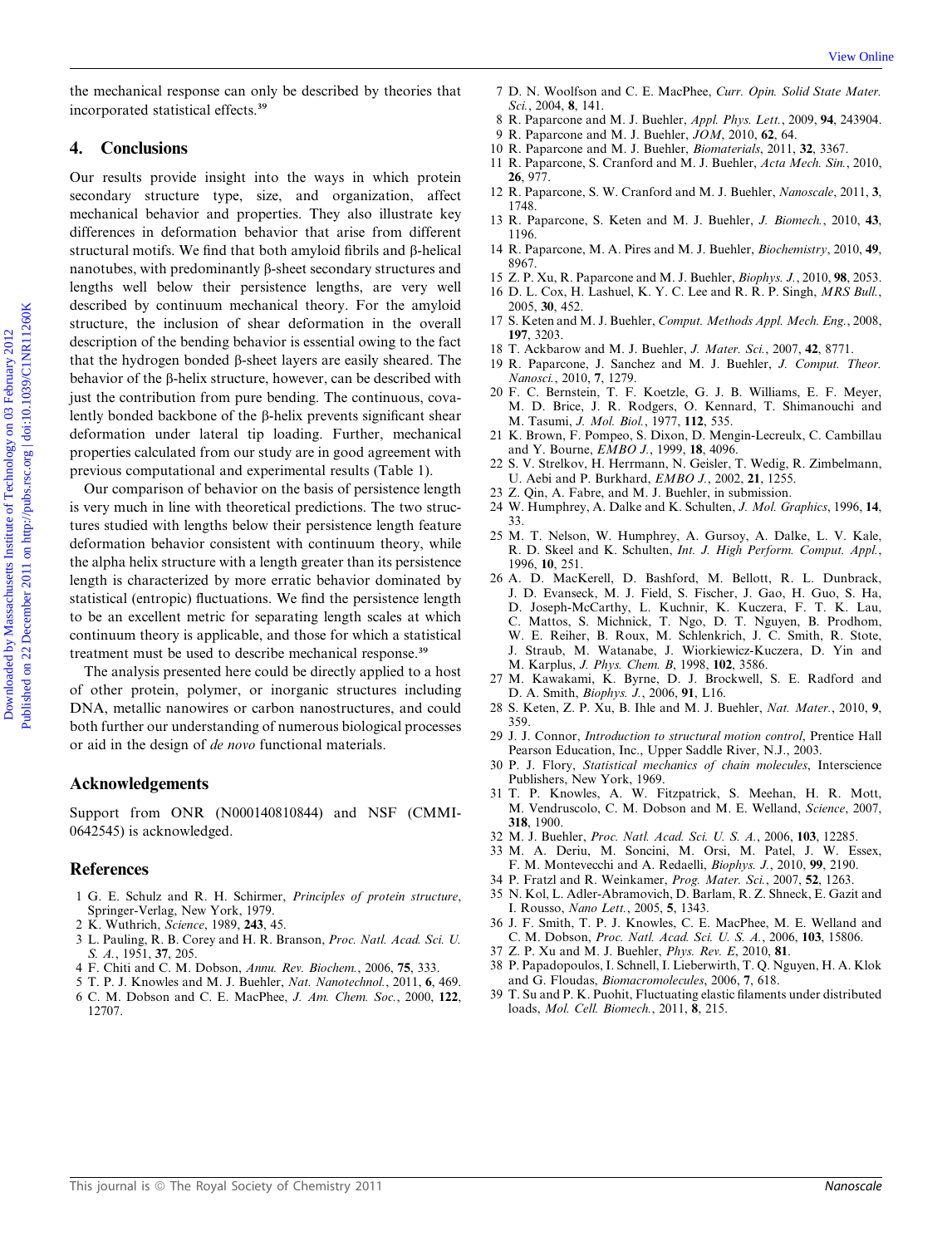the mechanical response can only be described by theories that incorporated statistical effects.[39]

## 4. Conclusions

Our results provide insight into the ways in which protein secondary structure type, size, and organization, affect mechanical behavior and properties. They also illustrate key differences in deformation behavior that arise from different structural motifs. We find that both amyloid fibrils and β-helical nanotubes, with predominantly β-sheet secondary structures and lengths well below their persistence lengths, are very well described by continuum mechanical theory. For the amyloid structure, the inclusion of shear deformation in the overall description of the bending behavior is essential owing to the fact that the hydrogen bonded β-sheet layers are easily sheared. The behavior of the β-helix structure, however, can be described with just the contribution from pure bending. The continuous, covalently bonded backbone of the β-helix prevents significant shear deformation under lateral tip loading. Further, mechanical properties calculated from our study are in good agreement with previous computational and experimental results (Table 1).

Our comparison of behavior on the basis of persistence length is very much in line with theoretical predictions. The two structures studied with lengths below their persistence length feature deformation behavior consistent with continuum theory, while the alpha helix structure with a length greater than its persistence length is characterized by more erratic behavior dominated by statistical (entropic) fluctuations. We find the persistence length to be an excellent metric for separating length scales at which continuum theory is applicable, and those for which a statistical treatment must be used to describe mechanical response.[39]

The analysis presented here could be directly applied to a host of other protein, polymer, or inorganic structures including DNA, metallic nanowires or carbon nanostructures, and could both further our understanding of numerous biological processes or aid in the design of *de novo* functional materials.

## Acknowledgements

Support from ONR (N000140810844) and NSF (CMMI-0642545) is acknowledged.

## References

1 G. E. Schulz and R. H. Schirmer, *Principles of protein structure*, Springer-Verlag, New York, 1979.
2 K. Wuthrich, *Science*, 1989, **243**, 45.
3 L. Pauling, R. B. Corey and H. R. Branson, *Proc. Natl. Acad. Sci. U. S. A.*, 1951, **37**, 205.
4 F. Chiti and C. M. Dobson, *Annu. Rev. Biochem.*, 2006, **75**, 333.
5 T. P. J. Knowles and M. J. Buehler, *Nat. Nanotechnol.*, 2011, **6**, 469.
6 C. M. Dobson and C. E. MacPhee, *J. Am. Chem. Soc.*, 2000, **122**, 12707.
7 D. N. Woolfson and C. E. MacPhee, *Curr. Opin. Solid State Mater. Sci.*, 2004, **8**, 141.
8 R. Paparcone and M. J. Buehler, *Appl. Phys. Lett.*, 2009, **94**, 243904.
9 R. Paparcone and M. J. Buehler, *JOM*, 2010, **62**, 64.
10 R. Paparcone and M. J. Buehler, *Biomaterials*, 2011, **32**, 3367.
11 R. Paparcone, S. Cranford and M. J. Buehler, *Acta Mech. Sin.*, 2010, **26**, 977.
12 R. Paparcone, S. W. Cranford and M. J. Buehler, *Nanoscale*, 2011, **3**, 1748.
13 R. Paparcone, S. Keten and M. J. Buehler, *J. Biomech.*, 2010, **43**, 1196.
14 R. Paparcone, M. A. Pires and M. J. Buehler, *Biochemistry*, 2010, **49**, 8967.
15 Z. P. Xu, R. Paparcone and M. J. Buehler, *Biophys. J.*, 2010, **98**, 2053.
16 D. L. Cox, H. Lashuel, K. Y. C. Lee and R. R. P. Singh, *MRS Bull.*, 2005, **30**, 452.
17 S. Keten and M. J. Buehler, *Comput. Methods Appl. Mech. Eng.*, 2008, **197**, 3203.
18 T. Ackbarow and M. J. Buehler, *J. Mater. Sci.*, 2007, **42**, 8771.
19 R. Paparcone, J. Sanchez and M. J. Buehler, *J. Comput. Theor. Nanosci.*, 2010, **7**, 1279.
20 F. C. Bernstein, T. F. Koetzle, G. J. B. Williams, E. F. Meyer, M. D. Brice, J. R. Rodgers, O. Kennard, T. Shimanouchi and M. Tasumi, *J. Mol. Biol.*, 1977, **112**, 535.
21 K. Brown, F. Pompeo, S. Dixon, D. Mengin-Lecreulx, C. Cambillau and Y. Bourne, *EMBO J.*, 1999, **18**, 4096.
22 S. V. Strelkov, H. Herrmann, N. Geisler, T. Wedig, R. Zimbelmann, U. Aebi and P. Burkhard, *EMBO J.*, 2002, **21**, 1255.
23 Z. Qin, A. Fabre, and M. J. Buehler, in submission.
24 W. Humphrey, A. Dalke and K. Schulten, *J. Mol. Graphics*, 1996, **14**, 33.
25 M. T. Nelson, W. Humphrey, A. Gursoy, A. Dalke, L. V. Kale, R. D. Skeel and K. Schulten, *Int. J. High Perform. Comput. Appl.*, 1996, **10**, 251.
26 A. D. MacKerell, D. Bashford, M. Bellott, R. L. Dunbrack, J. D. Evanseck, M. J. Field, S. Fischer, J. Gao, H. Guo, S. Ha, D. Joseph-McCarthy, L. Kuchnir, K. Kuczera, F. T. K. Lau, C. Mattos, S. Michnick, T. Ngo, D. T. Nguyen, B. Prodhom, W. E. Reiher, B. Roux, M. Schlenkrich, J. C. Smith, R. Stote, J. Straub, M. Watanabe, J. Wiorkiewicz-Kuczera, D. Yin and M. Karplus, *J. Phys. Chem. B*, 1998, **102**, 3586.
27 M. Kawakami, K. Byrne, D. J. Brockwell, S. E. Radford and D. A. Smith, *Biophys. J.*, 2006, **91**, L16.
28 S. Keten, Z. P. Xu, B. Ihle and M. J. Buehler, *Nat. Mater.*, 2010, **9**, 359.
29 J. J. Connor, *Introduction to structural motion control*, Prentice Hall Pearson Education, Inc., Upper Saddle River, N.J., 2003.
30 P. J. Flory, *Statistical mechanics of chain molecules*, Interscience Publishers, New York, 1969.
31 T. P. Knowles, A. W. Fitzpatrick, S. Meehan, H. R. Mott, M. Vendruscolo, C. M. Dobson and M. E. Welland, *Science*, 2007, **318**, 1900.
32 M. J. Buehler, *Proc. Natl. Acad. Sci. U. S. A.*, 2006, **103**, 12285.
33 M. A. Deriu, M. Soncini, M. Orsi, M. Patel, J. W. Essex, F. M. Montevecchi and A. Redaelli, *Biophys. J.*, 2010, **99**, 2190.
34 P. Fratzl and R. Weinkamer, *Prog. Mater. Sci.*, 2007, **52**, 1263.
35 N. Kol, L. Adler-Abramovich, D. Barlam, R. Z. Shneck, E. Gazit and I. Rousso, *Nano Lett.*, 2005, **5**, 1343.
36 J. F. Smith, T. P. J. Knowles, C. E. MacPhee, M. E. Welland and C. M. Dobson, *Proc. Natl. Acad. Sci. U. S. A.*, 2006, **103**, 15806.
37 Z. P. Xu and M. J. Buehler, *Phys. Rev. E*, 2010, **81**.
38 P. Papadopoulos, I. Schnell, I. Lieberwirth, T. Q. Nguyen, H. A. Klok and G. Floudas, *Biomacromolecules*, 2006, **7**, 618.
39 T. Su and P. K. Puohit, Fluctuating elastic filaments under distributed loads, *Mol. Cell. Biomech.*, 2011, **8**, 215.